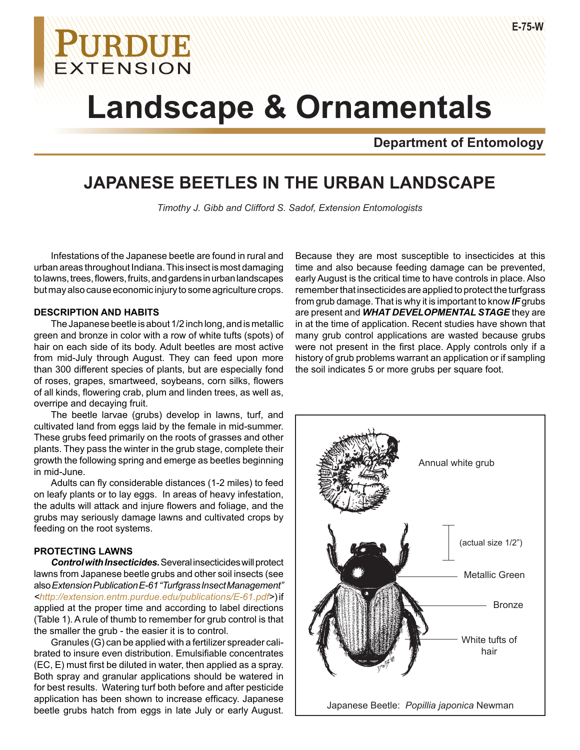# Landscape & Ornamentals

**Department of Entomology**

E-75-W

## JAPANESE BEETLES IN THE URBAN LANDSCAPE

*Timothy J. Gibb and Clifford S. Sadof, Extension Entomologists*

Infestations of the Japanese beetle are found in rural and urban areas throughout Indiana. This insect is most damaging to lawns, trees, flowers, fruits, and gardens in urban landscapes but may also cause economic injury to some agriculture crops.

### DESCRIPTION AND HABITS

The Japanese beetle is about 1/2 inch long, and is metallic green and bronze in color with a row of white tufts (spots) of hair on each side of its body. Adult beetles are most active from mid-July through August. They can feed upon more than 300 different species of plants, but are especially fond of roses, grapes, smartweed, soybeans, corn silks, flowers of all kinds, flowering crab, plum and linden trees, as well as, overripe and decaying fruit.

The beetle larvae (grubs) develop in lawns, turf, and cultivated land from eggs laid by the female in mid-summer. These grubs feed primarily on the roots of grasses and other plants. They pass the winter in the grub stage, complete their growth the following spring and emerge as beetles beginning in mid-June.

Adults can fly considerable distances (1-2 miles) to feed on leafy plants or to lay eggs. In areas of heavy infestation, the adults will attack and injure flowers and foliage, and the grubs may seriously damage lawns and cultivated crops by feeding on the root systems.

### PROTECTING LAWNS

***Control with Insecticides.*** Several insecticides will protect lawns from Japanese beetle grubs and other soil insects (see also *Extension Publication E-61 "Turfgrass Insect Management"* <http://extension.entm.purdue.edu/publications/E-61.pdf>) if applied at the proper time and according to label directions (Table 1). A rule of thumb to remember for grub control is that the smaller the grub - the easier it is to control.

Granules (G) can be applied with a fertilizer spreader calibrated to insure even distribution. Emulsifiable concentrates (EC, E) must first be diluted in water, then applied as a spray. Both spray and granular applications should be watered in for best results. Watering turf both before and after pesticide application has been shown to increase efficacy. Japanese beetle grubs hatch from eggs in late July or early August. Because they are most susceptible to insecticides at this time and also because feeding damage can be prevented, early August is the critical time to have controls in place. Also remember that insecticides are applied to protect the turfgrass from grub damage. That is why it is important to know ***IF*** grubs are present and ***WHAT DEVELOPMENTAL STAGE*** they are in at the time of application. Recent studies have shown that many grub control applications are wasted because grubs were not present in the first place. Apply controls only if a history of grub problems warrant an application or if sampling the soil indicates 5 or more grubs per square foot.

Annual white grub

(actual size 1/2")

Metallic Green

Bronze

White tufts of hair

Japanese Beetle: *Popillia japonica* Newman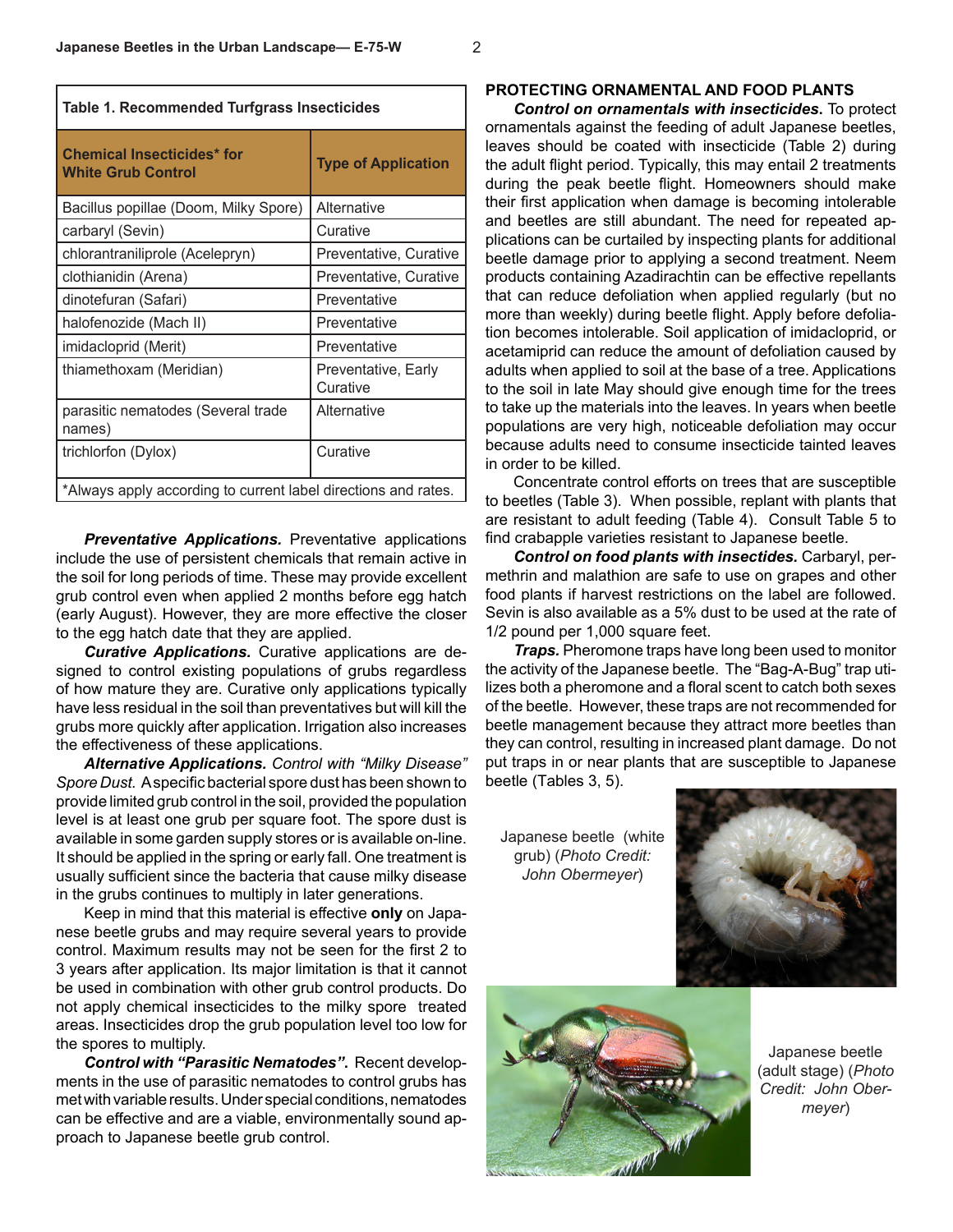| Table 1. Recommended Turfgrass Insecticides | |
|---|---|
| **Chemical Insecticides* for White Grub Control** | **Type of Application** |
| Bacillus popillae (Doom, Milky Spore) | Alternative |
| carbaryl (Sevin) | Curative |
| chlorantraniliprole (Acelepryn) | Preventative, Curative |
| clothianidin (Arena) | Preventative, Curative |
| dinotefuran (Safari) | Preventative |
| halofenozide (Mach II) | Preventative |
| imidacloprid (Merit) | Preventative |
| thiamethoxam (Meridian) | Preventative, Early Curative |
| parasitic nematodes (Several trade names) | Alternative |
| trichlorfon (Dylox) | Curative |

*Always apply according to current label directions and rates.

***Preventative Applications.*** Preventative applications include the use of persistent chemicals that remain active in the soil for long periods of time. These may provide excellent grub control even when applied 2 months before egg hatch (early August). However, they are more effective the closer to the egg hatch date that they are applied.

***Curative Applications.*** Curative applications are designed to control existing populations of grubs regardless of how mature they are. Curative only applications typically have less residual in the soil than preventatives but will kill the grubs more quickly after application. Irrigation also increases the effectiveness of these applications.

***Alternative Applications.*** *Control with "Milky Disease" Spore Dust.* A specific bacterial spore dust has been shown to provide limited grub control in the soil, provided the population level is at least one grub per square foot. The spore dust is available in some garden supply stores or is available on-line. It should be applied in the spring or early fall. One treatment is usually sufficient since the bacteria that cause milky disease in the grubs continues to multiply in later generations.

Keep in mind that this material is effective **only** on Japanese beetle grubs and may require several years to provide control. Maximum results may not be seen for the first 2 to 3 years after application. Its major limitation is that it cannot be used in combination with other grub control products. Do not apply chemical insecticides to the milky spore treated areas. Insecticides drop the grub population level too low for the spores to multiply.

***Control with "Parasitic Nematodes".*** Recent developments in the use of parasitic nematodes to control grubs has met with variable results. Under special conditions, nematodes can be effective and are a viable, environmentally sound approach to Japanese beetle grub control.

## PROTECTING ORNAMENTAL AND FOOD PLANTS

***Control on ornamentals with insecticides.*** To protect ornamentals against the feeding of adult Japanese beetles, leaves should be coated with insecticide (Table 2) during the adult flight period. Typically, this may entail 2 treatments during the peak beetle flight. Homeowners should make their first application when damage is becoming intolerable and beetles are still abundant. The need for repeated applications can be curtailed by inspecting plants for additional beetle damage prior to applying a second treatment. Neem products containing Azadirachtin can be effective repellants that can reduce defoliation when applied regularly (but no more than weekly) during beetle flight. Apply before defoliation becomes intolerable. Soil application of imidacloprid, or acetamiprid can reduce the amount of defoliation caused by adults when applied to soil at the base of a tree. Applications to the soil in late May should give enough time for the trees to take up the materials into the leaves. In years when beetle populations are very high, noticeable defoliation may occur because adults need to consume insecticide tainted leaves in order to be killed.

Concentrate control efforts on trees that are susceptible to beetles (Table 3). When possible, replant with plants that are resistant to adult feeding (Table 4). Consult Table 5 to find crabapple varieties resistant to Japanese beetle.

***Control on food plants with insectides.*** Carbaryl, permethrin and malathion are safe to use on grapes and other food plants if harvest restrictions on the label are followed. Sevin is also available as a 5% dust to be used at the rate of 1/2 pound per 1,000 square feet.

***Traps.*** Pheromone traps have long been used to monitor the activity of the Japanese beetle. The "Bag-A-Bug" trap utilizes both a pheromone and a floral scent to catch both sexes of the beetle. However, these traps are not recommended for beetle management because they attract more beetles than they can control, resulting in increased plant damage. Do not put traps in or near plants that are susceptible to Japanese beetle (Tables 3, 5).

Japanese beetle (white grub) (*Photo Credit: John Obermeyer*)

Japanese beetle (adult stage) (*Photo Credit: John Obermeyer*)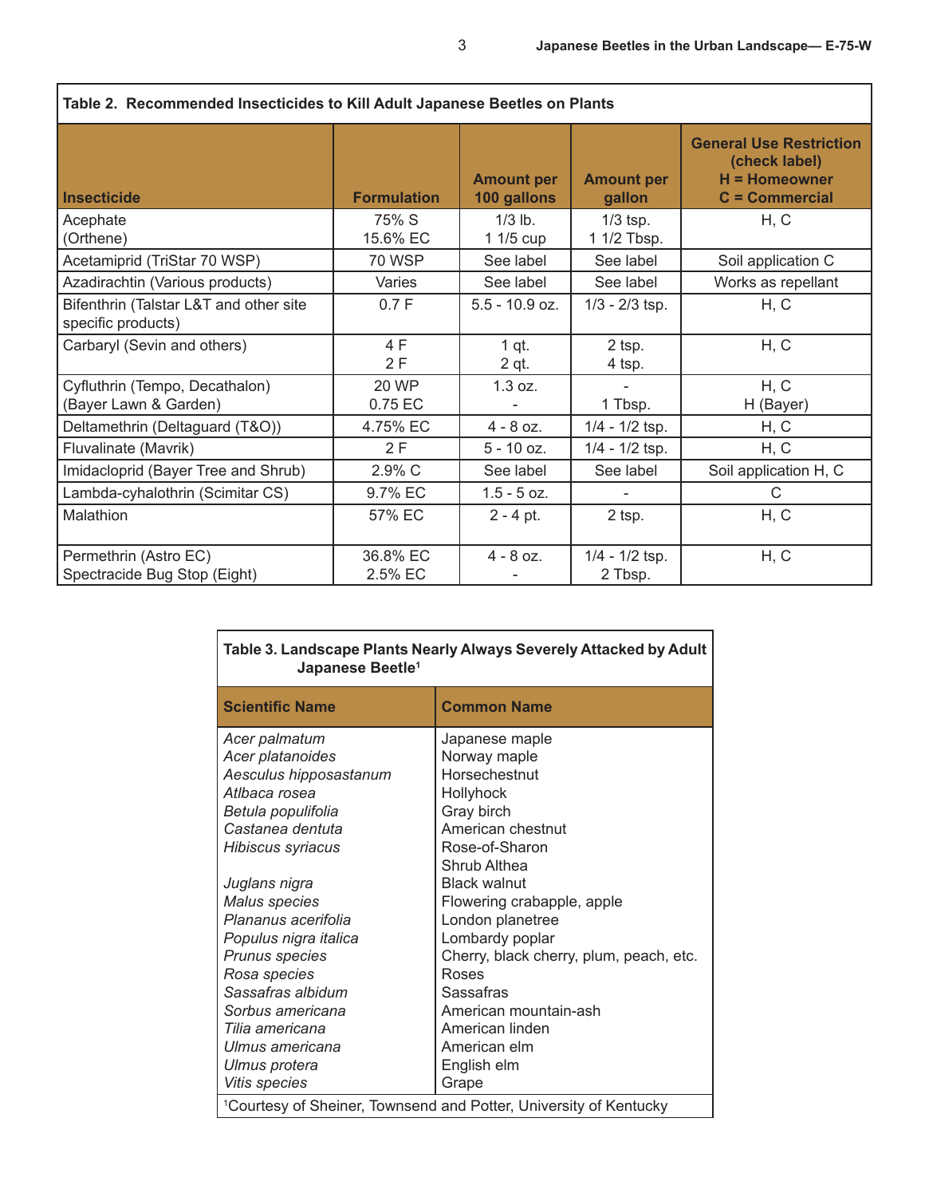**Table 2. Recommended Insecticides to Kill Adult Japanese Beetles on Plants**

| Insecticide | Formulation | Amount per 100 gallons | Amount per gallon | General Use Restriction (check label) H = Homeowner C = Commercial |
|---|---|---|---|---|
| Acephate (Orthene) | 75% S<br>15.6% EC | 1/3 lb.<br>1 1/5 cup | 1/3 tsp.<br>1 1/2 Tbsp. | H, C |
| Acetamiprid (TriStar 70 WSP) | 70 WSP | See label | See label | Soil application C |
| Azadirachtin (Various products) | Varies | See label | See label | Works as repellant |
| Bifenthrin (Talstar L&T and other site specific products) | 0.7 F | 5.5 - 10.9 oz. | 1/3 - 2/3 tsp. | H, C |
| Carbaryl (Sevin and others) | 4 F<br>2 F | 1 qt.<br>2 qt. | 2 tsp.<br>4 tsp. | H, C |
| Cyfluthrin (Tempo, Decathalon)<br>(Bayer Lawn & Garden) | 20 WP<br>0.75 EC | 1.3 oz.<br>- | -<br>1 Tbsp. | H, C<br>H (Bayer) |
| Deltamethrin (Deltaguard (T&O)) | 4.75% EC | 4 - 8 oz. | 1/4 - 1/2 tsp. | H, C |
| Fluvalinate (Mavrik) | 2 F | 5 - 10 oz. | 1/4 - 1/2 tsp. | H, C |
| Imidacloprid (Bayer Tree and Shrub) | 2.9% C | See label | See label | Soil application H, C |
| Lambda-cyhalothrin (Scimitar CS) | 9.7% EC | 1.5 - 5 oz. | - | C |
| Malathion | 57% EC | 2 - 4 pt. | 2 tsp. | H, C |
| Permethrin (Astro EC)<br>Spectracide Bug Stop (Eight) | 36.8% EC<br>2.5% EC | 4 - 8 oz.<br>- | 1/4 - 1/2 tsp.<br>2 Tbsp. | H, C |

**Table 3. Landscape Plants Nearly Always Severely Attacked by Adult Japanese Beetle[1]**

| Scientific Name | Common Name |
|---|---|
| *Acer palmatum* | Japanese maple |
| *Acer platanoides* | Norway maple |
| *Aesculus hipposastanum* | Horsechestnut |
| *Atlbaca rosea* | Hollyhock |
| *Betula populifolia* | Gray birch |
| *Castanea dentuta* | American chestnut |
| *Hibiscus syriacus* | Rose-of-Sharon<br>Shrub Althea |
| *Juglans nigra* | Black walnut |
| *Malus species* | Flowering crabapple, apple |
| *Plananus acerifolia* | London planetree |
| *Populus nigra italica* | Lombardy poplar |
| *Prunus species* | Cherry, black cherry, plum, peach, etc. |
| *Rosa species* | Roses |
| *Sassafras albidum* | Sassafras |
| *Sorbus americana* | American mountain-ash |
| *Tilia americana* | American linden |
| *Ulmus americana* | American elm |
| *Ulmus protera* | English elm |
| *Vitis species* | Grape |

[1]Courtesy of Sheiner, Townsend and Potter, University of Kentucky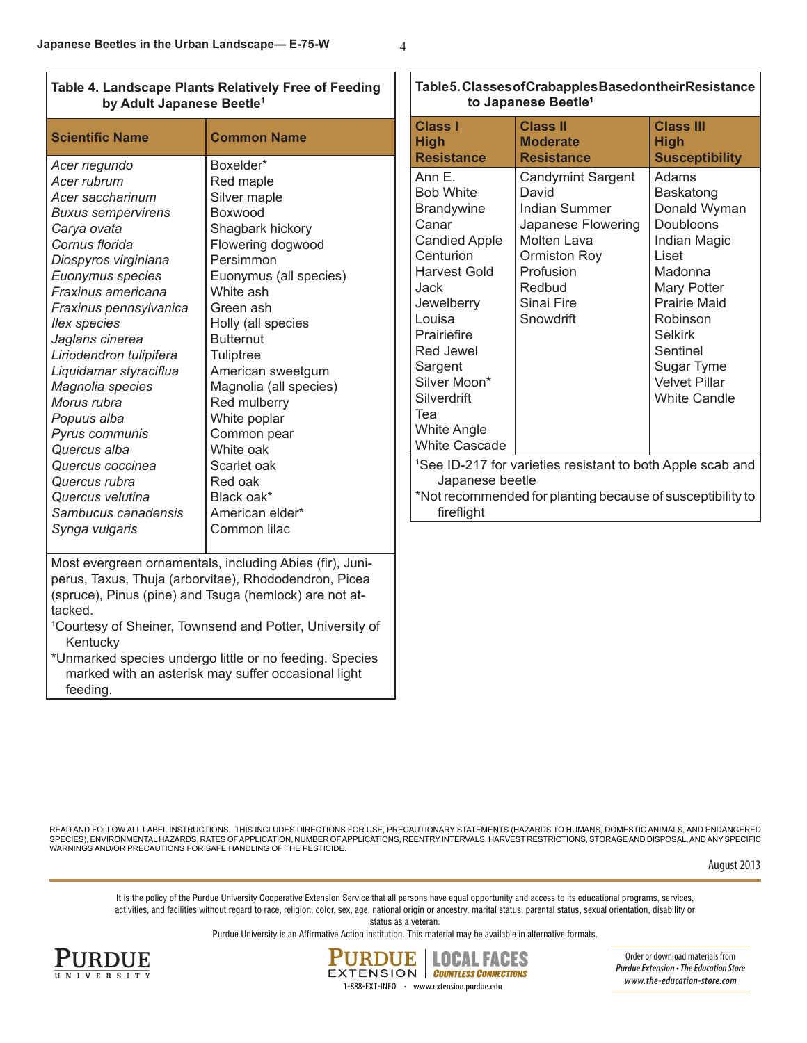**Table 4. Landscape Plants Relatively Free of Feeding by Adult Japanese Beetle[1]**

| Scientific Name | Common Name |
|---|---|
| *Acer negundo* | Boxelder* |
| *Acer rubrum* | Red maple |
| *Acer saccharinum* | Silver maple |
| *Buxus sempervirens* | Boxwood |
| *Carya ovata* | Shagbark hickory |
| *Cornus florida* | Flowering dogwood |
| *Diospyros virginiana* | Persimmon |
| *Euonymus species* | Euonymus (all species) |
| *Fraxinus americana* | White ash |
| *Fraxinus pennsylvanica* | Green ash |
| *Ilex species* | Holly (all species |
| *Jaglans cinerea* | Butternut |
| *Liriodendron tulipifera* | Tuliptree |
| *Liquidamar styraciflua* | American sweetgum |
| *Magnolia species* | Magnolia (all species) |
| *Morus rubra* | Red mulberry |
| *Popuus alba* | White poplar |
| *Pyrus communis* | Common pear |
| *Quercus alba* | White oak |
| *Quercus coccinea* | Scarlet oak |
| *Quercus rubra* | Red oak |
| *Quercus velutina* | Black oak* |
| *Sambucus canadensis* | American elder* |
| *Synga vulgaris* | Common lilac |

Most evergreen ornamentals, including Abies (fir), Juniperus, Taxus, Thuja (arborvitae), Rhododendron, Picea (spruce), Pinus (pine) and Tsuga (hemlock) are not attacked.

[1]Courtesy of Sheiner, Townsend and Potter, University of Kentucky

*Unmarked species undergo little or no feeding. Species marked with an asterisk may suffer occasional light feeding.

**Table 5. Classes of Crabapples Based on their Resistance to Japanese Beetle[1]**

| Class I High Resistance | Class II Moderate Resistance | Class III High Susceptibility |
|---|---|---|
| Ann E. | Candymint Sargent | Adams |
| Bob White | David | Baskatong |
| Brandywine | Indian Summer | Donald Wyman |
| Canar | Japanese Flowering | Doubloons |
| Candied Apple | Molten Lava | Indian Magic |
| Centurion | Ormiston Roy | Liset |
| Harvest Gold | Profusion | Madonna |
| Jack | Redbud | Mary Potter |
| Jewelberry | Sinai Fire | Prairie Maid |
| Louisa | Snowdrift | Robinson |
| Prairiefire | | Selkirk |
| Red Jewel | | Sentinel |
| Sargent | | Sugar Tyme |
| Silver Moon* | | Velvet Pillar |
| Silverdrift | | White Candle |
| Tea | | |
| White Angle | | |
| White Cascade | | |

[1]See ID-217 for varieties resistant to both Apple scab and Japanese beetle

*Not recommended for planting because of susceptibility to fireflight

READ AND FOLLOW ALL LABEL INSTRUCTIONS. THIS INCLUDES DIRECTIONS FOR USE, PRECAUTIONARY STATEMENTS (HAZARDS TO HUMANS, DOMESTIC ANIMALS, AND ENDANGERED SPECIES), ENVIRONMENTAL HAZARDS, RATES OF APPLICATION, NUMBER OF APPLICATIONS, REENTRY INTERVALS, HARVEST RESTRICTIONS, STORAGE AND DISPOSAL, AND ANY SPECIFIC WARNINGS AND/OR PRECAUTIONS FOR SAFE HANDLING OF THE PESTICIDE.

August 2013

It is the policy of the Purdue University Cooperative Extension Service that all persons have equal opportunity and access to its educational programs, services, activities, and facilities without regard to race, religion, color, sex, age, national origin or ancestry, marital status, parental status, sexual orientation, disability or status as a veteran.

Purdue University is an Affirmative Action institution. This material may be available in alternative formats.

PURDUE UNIVERSITY

PURDUE EXTENSION | LOCAL FACES COUNTLESS CONNECTIONS

1-888-EXT-INFO • www.extension.purdue.edu

Order or download materials from *Purdue Extension • The Education Store* *www.the-education-store.com*